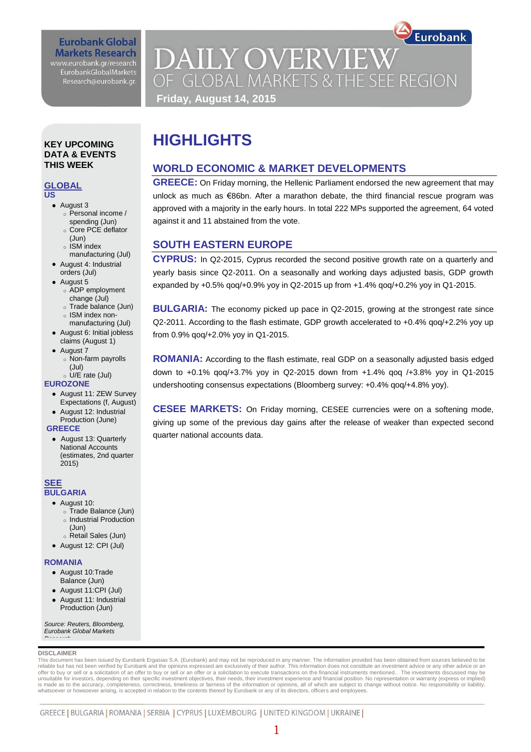Eurobank Global Markets Research
www.eurobank.gr/research
EurobankGlobalMarkets
Research@eurobank.gr.

# DAILY OVERVIEW OF GLOBAL MARKETS & THE SEE REGION

**Friday, August 14, 2015**

**KEY UPCOMING DATA & EVENTS THIS WEEK**

**GLOBAL**

**US**

- August 3
  - Personal income / spending (Jun)
  - Core PCE deflator (Jun)
  - ISM index manufacturing (Jul)
- August 4: Industrial orders (Jul)
- August 5
  - ADP employment change (Jul)
  - Trade balance (Jun)
  - ISM index non-manufacturing (Jul)
- August 6: Initial jobless claims (August 1)
- August 7
  - Non-farm payrolls (Jul)
  - U/E rate (Jul)

**EUROZONE**

- August 11: ZEW Survey Expectations (f, August)
- August 12: Industrial Production (June)

**GREECE**

- August 13: Quarterly National Accounts (estimates, 2nd quarter 2015)

**SEE**

**BULGARIA**

- August 10:
  - Trade Balance (Jun)
  - Industrial Production (Jun)
  - Retail Sales (Jun)
- August 12: CPI (Jul)

**ROMANIA**

- August 10:Trade Balance (Jun)
- August 11:CPI (Jul)
- August 11: Industrial Production (Jun)

*Source: Reuters, Bloomberg, Eurobank Global Markets Research*

# HIGHLIGHTS

## WORLD ECONOMIC & MARKET DEVELOPMENTS

**GREECE:** On Friday morning, the Hellenic Parliament endorsed the new agreement that may unlock as much as €86bn. After a marathon debate, the third financial rescue program was approved with a majority in the early hours. In total 222 MPs supported the agreement, 64 voted against it and 11 abstained from the vote.

## SOUTH EASTERN EUROPE

**CYPRUS:** In Q2-2015, Cyprus recorded the second positive growth rate on a quarterly and yearly basis since Q2-2011. On a seasonally and working days adjusted basis, GDP growth expanded by +0.5% qoq/+0.9% yoy in Q2-2015 up from +1.4% qoq/+0.2% yoy in Q1-2015.

**BULGARIA:** The economy picked up pace in Q2-2015, growing at the strongest rate since Q2-2011. According to the flash estimate, GDP growth accelerated to +0.4% qoq/+2.2% yoy up from 0.9% qoq/+2.0% yoy in Q1-2015.

**ROMANIA:** According to the flash estimate, real GDP on a seasonally adjusted basis edged down to +0.1% qoq/+3.7% yoy in Q2-2015 down from +1.4% qoq /+3.8% yoy in Q1-2015 undershooting consensus expectations (Bloomberg survey: +0.4% qoq/+4.8% yoy).

**CESEE MARKETS:** On Friday morning, CESEE currencies were on a softening mode, giving up some of the previous day gains after the release of weaker than expected second quarter national accounts data.

**DISCLAIMER**

This document has been issued by Eurobank Ergasias S.A. (Eurobank) and may not be reproduced in any manner. The information provided has been obtained from sources believed to be reliable but has not been verified by Eurobank and the opinions expressed are exclusively of their author. This information does not constitute an investment advice or any other advice or an offer to buy or sell or a solicitation of an offer to buy or sell or an offer or a solicitation to execute transactions on the financial instruments mentioned.. The investments discussed may be unsuitable for investors, depending on their specific investment objectives, their needs, their investment experience and financial position. No representation or warranty (express or implied) is made as to the accuracy, completeness, correctness, timeliness or fairness of the information or opinions, all of which are subject to change without notice. No responsibility or liability, whatsoever or howsoever arising, is accepted in relation to the contents thereof by Eurobank or any of its directors, officers and employees.

GREECE | BULGARIA | ROMANIA | SERBIA | CYPRUS | LUXEMBOURG | UNITED KINGDOM | UKRAINE |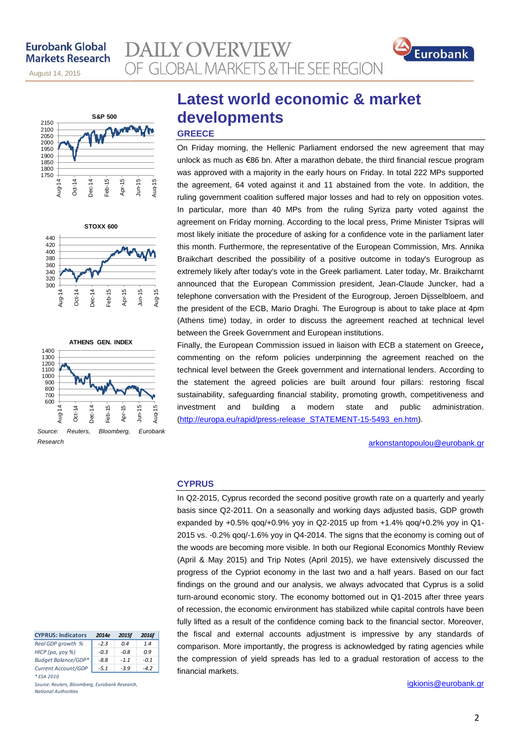# Latest world economic & market developments

## GREECE

On Friday morning, the Hellenic Parliament endorsed the new agreement that may unlock as much as €86 bn. After a marathon debate, the third financial rescue program was approved with a majority in the early hours on Friday. In total 222 MPs supported the agreement, 64 voted against it and 11 abstained from the vote. In addition, the ruling government coalition suffered major losses and had to rely on opposition votes. In particular, more than 40 MPs from the ruling Syriza party voted against the agreement on Friday morning. According to the local press, Prime Minister Tsipras will most likely initiate the procedure of asking for a confidence vote in the parliament later this month. Furthermore, the representative of the European Commission, Mrs. Annika Braikchart described the possibility of a positive outcome in today's Eurogroup as extremely likely after today's vote in the Greek parliament. Later today, Mr. Braikcharnt announced that the European Commission president, Jean-Claude Juncker, had a telephone conversation with the President of the Eurogroup, Jeroen Dijsselbloem, and the president of the ECB, Mario Draghi. The Eurogroup is about to take place at 4pm (Athens time) today, in order to discuss the agreement reached at technical level between the Greek Government and European institutions.

Finally, the European Commission issued in liaison with ECB a statement on Greece, commenting on the reform policies underpinning the agreement reached on the technical level between the Greek government and international lenders. According to the statement the agreed policies are built around four pillars: restoring fiscal sustainability, safeguarding financial stability, promoting growth, competitiveness and investment and building a modern state and public administration. (http://europa.eu/rapid/press-release_STATEMENT-15-5493_en.htm).

arkonstantopoulou@eurobank.gr

Source: Reuters, Bloomberg, Eurobank Research

## CYPRUS

In Q2-2015, Cyprus recorded the second positive growth rate on a quarterly and yearly basis since Q2-2011. On a seasonally and working days adjusted basis, GDP growth expanded by +0.5% qoq/+0.9% yoy in Q2-2015 up from +1.4% qoq/+0.2% yoy in Q1-2015 vs. -0.2% qoq/-1.6% yoy in Q4-2014. The signs that the economy is coming out of the woods are becoming more visible. In both our Regional Economics Monthly Review (April & May 2015) and Trip Notes (April 2015), we have extensively discussed the progress of the Cypriot economy in the last two and a half years. Based on our fact findings on the ground and our analysis, we always advocated that Cyprus is a solid turn-around economic story. The economy bottomed out in Q1-2015 after three years of recession, the economic environment has stabilized while capital controls have been fully lifted as a result of the confidence coming back to the financial sector. Moreover, the fiscal and external accounts adjustment is impressive by any standards of comparison. More importantly, the progress is acknowledged by rating agencies while the compression of yield spreads has led to a gradual restoration of access to the financial markets.

igkionis@eurobank.gr

| CYPRUS: Indicators | 2014e | 2015f | 2016f |
|---|---|---|---|
| Real GDP growth % | -2.3 | 0.4 | 1.4 |
| HICP (pa, yoy %) | -0.3 | -0.8 | 0.9 |
| Budget Balance/GDP* | -8.8 | -1.1 | -0.1 |
| Current Account/GDP | -5.1 | -3.9 | -4.2 |

\* ESA 2010

Source: Reuters, Bloomberg, Eurobank Research, National Authorities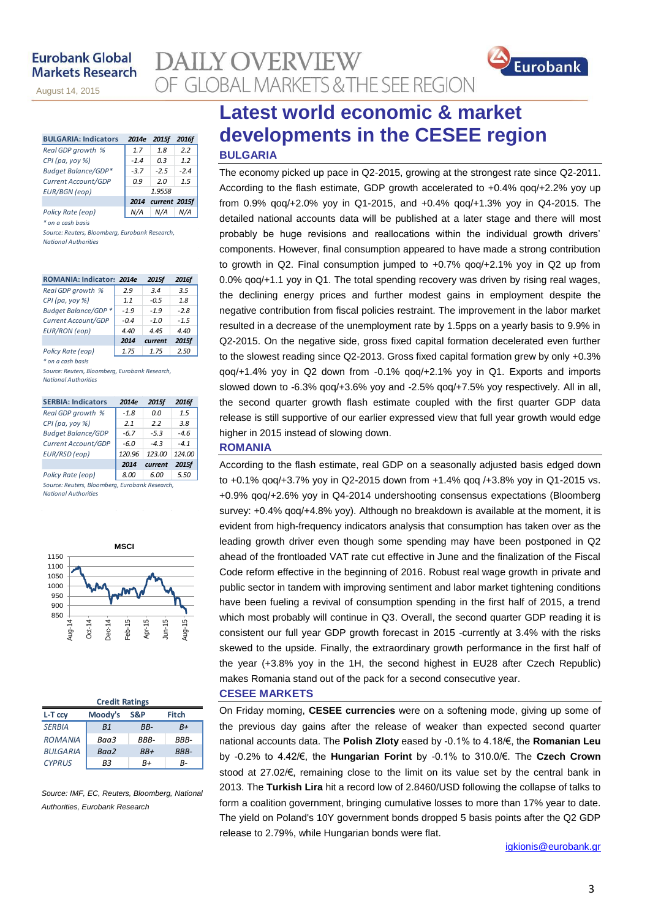# Latest world economic & market developments in the CESEE region

## BULGARIA

The economy picked up pace in Q2-2015, growing at the strongest rate since Q2-2011. According to the flash estimate, GDP growth accelerated to +0.4% qoq/+2.2% yoy up from 0.9% qoq/+2.0% yoy in Q1-2015, and +0.4% qoq/+1.3% yoy in Q4-2014. The detailed national accounts data will be published at a later stage and there will most probably be huge revisions and reallocations within the individual growth drivers' components. However, final consumption appeared to have made a strong contribution to growth in Q2. Final consumption jumped to +0.7% qoq/+2.1% yoy in Q2 up from 0.0% qoq/+1.1 yoy in Q1. The total spending recovery was driven by rising real wages, the declining energy prices and further modest gains in employment despite the negative contribution from fiscal policies restraint. The improvement in the labor market resulted in a decrease of the unemployment rate by 1.5pps on a yearly basis to 9.9% in Q2-2015. On the negative side, gross fixed capital formation decelerated even further to the slowest reading since Q2-2013. Gross fixed capital formation grew by only +0.3% qoq/+1.4% yoy in Q2 down from -0.1% qoq/+2.1% yoy in Q1. Exports and imports slowed down to -6.3% qoq/+3.6% yoy and -2.5% qoq/+7.5% yoy respectively. All in all, the second quarter growth flash estimate coupled with the first quarter GDP data release is still supportive of our earlier expressed view that full year growth would edge higher in 2015 instead of slowing down.

## ROMANIA

According to the flash estimate, real GDP on a seasonally adjusted basis edged down to +0.1% qoq/+3.7% yoy in Q2-2015 down from +1.4% qoq /+3.8% yoy in Q1-2015 vs. +0.9% qoq/+2.6% yoy in Q4-2014 undershooting consensus expectations (Bloomberg survey: +0.4% qoq/+4.8% yoy). Although no breakdown is available at the moment, it is evident from high-frequency indicators analysis that consumption has taken over as the leading growth driver even though some spending may have been postponed in Q2 ahead of the frontloaded VAT rate cut effective in June and the finalization of the Fiscal Code reform effective in the beginning of 2016. Robust real wage growth in private and public sector in tandem with improving sentiment and labor market tightening conditions have been fueling a revival of consumption spending in the first half of 2015, a trend which most probably will continue in Q3. Overall, the second quarter GDP reading it is consistent our full year GDP growth forecast in 2015 -currently at 3.4% with the risks skewed to the upside. Finally, the extraordinary growth performance in the first half of the year (+3.8% yoy in the 1H, the second highest in EU28 after Czech Republic) makes Romania stand out of the pack for a second consecutive year.

## CESEE MARKETS

On Friday morning, **CESEE currencies** were on a softening mode, giving up some of the previous day gains after the release of weaker than expected second quarter national accounts data. The **Polish Zloty** eased by -0.1% to 4.18/€, the **Romanian Leu** by -0.2% to 4.42/€, the **Hungarian Forint** by -0.1% to 310.0/€. The **Czech Crown** stood at 27.02/€, remaining close to the limit on its value set by the central bank in 2013. The **Turkish Lira** hit a record low of 2.8460/USD following the collapse of talks to form a coalition government, bringing cumulative losses to more than 17% year to date. The yield on Poland's 10Y government bonds dropped 5 basis points after the Q2 GDP release to 2.79%, while Hungarian bonds were flat.

igkionis@eurobank.gr

| BULGARIA: Indicators | 2014e | 2015f | 2016f |
|---|---|---|---|
| Real GDP growth % | 1.7 | 1.8 | 2.2 |
| CPI (pa, yoy %) | -1.4 | 0.3 | 1.2 |
| Budget Balance/GDP* | -3.7 | -2.5 | -2.4 |
| Current Account/GDP | 0.9 | 2.0 | 1.5 |
| EUR/BGN (eop) | | 1.9558 | |
| | 2014 | current | 2015f |
| Policy Rate (eop) | N/A | N/A | N/A |

*\* on a cash basis*

*Source: Reuters, Bloomberg, Eurobank Research, National Authorities*

| ROMANIA: Indicators | 2014e | 2015f | 2016f |
|---|---|---|---|
| Real GDP growth % | 2.9 | 3.4 | 3.5 |
| CPI (pa, yoy %) | 1.1 | -0.5 | 1.8 |
| Budget Balance/GDP * | -1.9 | -1.9 | -2.8 |
| Current Account/GDP | -0.4 | -1.0 | -1.5 |
| EUR/RON (eop) | 4.40 | 4.45 | 4.40 |
| | 2014 | current | 2015f |
| Policy Rate (eop) | 1.75 | 1.75 | 2.50 |

*\* on a cash basis*

*Source: Reuters, Bloomberg, Eurobank Research, National Authorities*

| SERBIA: Indicators | 2014e | 2015f | 2016f |
|---|---|---|---|
| Real GDP growth % | -1.8 | 0.0 | 1.5 |
| CPI (pa, yoy %) | 2.1 | 2.2 | 3.8 |
| Budget Balance/GDP | -6.7 | -5.3 | -4.6 |
| Current Account/GDP | -6.0 | -4.3 | -4.1 |
| EUR/RSD (eop) | 120.96 | 123.00 | 124.00 |
| | 2014 | current | 2015f |
| Policy Rate (eop) | 8.00 | 6.00 | 5.50 |

*Source: Reuters, Bloomberg, Eurobank Research, National Authorities*

| Credit Ratings | | | |
|---|---|---|---|
| L-T ccy | Moody's | S&P | Fitch |
| SERBIA | B1 | BB- | B+ |
| ROMANIA | Baa3 | BBB- | BBB- |
| BULGARIA | Baa2 | BB+ | BBB- |
| CYPRUS | B3 | B+ | B- |

*Source: IMF, EC, Reuters, Bloomberg, National Authorities, Eurobank Research*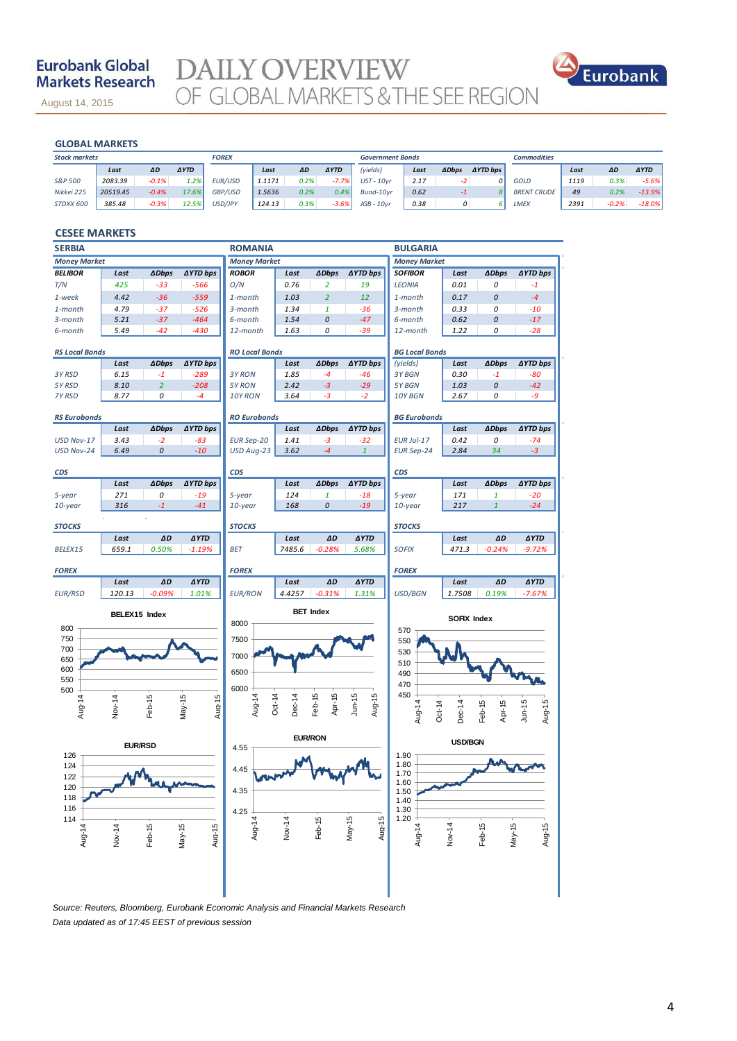# GLOBAL MARKETS

**Stock markets**

| | Last | ΔD | ΔYTD |
|---|---|---|---|
| S&P 500 | 2083.39 | -0.1% | 1.2% |
| Nikkei 225 | 20519.45 | -0.4% | 17.6% |
| STOXX 600 | 385.48 | -0.3% | 12.5% |

**FOREX**

| | Last | ΔD | ΔYTD |
|---|---|---|---|
| EUR/USD | 1.1171 | 0.2% | -7.7% |
| GBP/USD | 1.5636 | 0.2% | 0.4% |
| USD/JPY | 124.13 | 0.3% | -3.6% |

**Government Bonds**

| (yields) | Last | ΔDbps | ΔYTD bps |
|---|---|---|---|
| UST - 10yr | 2.17 | -2 | 0 |
| Bund-10yr | 0.62 | -1 | 8 |
| JGB - 10yr | 0.38 | 0 | 6 |

**Commodities**

| | Last | ΔD | ΔYTD |
|---|---|---|---|
| GOLD | 1119 | 0.3% | -5.6% |
| BRENT CRUDE | 49 | 0.2% | -13.9% |
| LMEX | 2391 | -0.2% | -18.0% |

# CESEE MARKETS

## SERBIA

**Money Market**

| BELIBOR | Last | ΔDbps | ΔYTD bps |
|---|---|---|---|
| T/N | 425 | -33 | -566 |
| 1-week | 4.42 | -36 | -559 |
| 1-month | 4.79 | -37 | -526 |
| 3-month | 5.21 | -37 | -464 |
| 6-month | 5.49 | -42 | -430 |

**RS Local Bonds**

| | Last | ΔDbps | ΔYTD bps |
|---|---|---|---|
| 3Y RSD | 6.15 | -1 | -289 |
| 5Y RSD | 8.10 | 2 | -208 |
| 7Y RSD | 8.77 | 0 | -4 |

**RS Eurobonds**

| | Last | ΔDbps | ΔYTD bps |
|---|---|---|---|
| USD Nov-17 | 3.43 | -2 | -83 |
| USD Nov-24 | 6.49 | 0 | -10 |

**CDS**

| | Last | ΔDbps | ΔYTD bps |
|---|---|---|---|
| 5-year | 271 | 0 | -19 |
| 10-year | 316 | -1 | -41 |

**STOCKS**

| | Last | ΔD | ΔYTD |
|---|---|---|---|
| BELEX15 | 659.1 | 0.50% | -1.19% |

**FOREX**

| | Last | ΔD | ΔYTD |
|---|---|---|---|
| EUR/RSD | 120.13 | -0.09% | 1.01% |

## ROMANIA

**Money Market**

| ROBOR | Last | ΔDbps | ΔYTD bps |
|---|---|---|---|
| O/N | 0.76 | 2 | 19 |
| 1-month | 1.03 | 2 | 12 |
| 3-month | 1.34 | 1 | -36 |
| 6-month | 1.54 | 0 | -47 |
| 12-month | 1.63 | 0 | -39 |

**RO Local Bonds**

| | Last | ΔDbps | ΔYTD bps |
|---|---|---|---|
| 3Y RON | 1.85 | -4 | -46 |
| 5Y RON | 2.42 | -3 | -29 |
| 10Y RON | 3.64 | -3 | -2 |

**RO Eurobonds**

| | Last | ΔDbps | ΔYTD bps |
|---|---|---|---|
| EUR Sep-20 | 1.41 | -3 | -32 |
| USD Aug-23 | 3.62 | -4 | 1 |

**CDS**

| | Last | ΔDbps | ΔYTD bps |
|---|---|---|---|
| 5-year | 124 | 1 | -18 |
| 10-year | 168 | 0 | -19 |

**STOCKS**

| | Last | ΔD | ΔYTD |
|---|---|---|---|
| BET | 7485.6 | -0.28% | 5.68% |

**FOREX**

| | Last | ΔD | ΔYTD |
|---|---|---|---|
| EUR/RON | 4.4257 | -0.31% | 1.31% |

## BULGARIA

**Money Market**

| SOFIBOR | Last | ΔDbps | ΔYTD bps |
|---|---|---|---|
| LEONIA | 0.01 | 0 | -1 |
| 1-month | 0.17 | 0 | -4 |
| 3-month | 0.33 | 0 | -10 |
| 6-month | 0.62 | 0 | -17 |
| 12-month | 1.22 | 0 | -28 |

**BG Local Bonds**

| (yields) | Last | ΔDbps | ΔYTD bps |
|---|---|---|---|
| 3Y BGN | 0.30 | -1 | -80 |
| 5Y BGN | 1.03 | 0 | -42 |
| 10Y BGN | 2.67 | 0 | -9 |

**BG Eurobonds**

| | Last | ΔDbps | ΔYTD bps |
|---|---|---|---|
| EUR Jul-17 | 0.42 | 0 | -74 |
| EUR Sep-24 | 2.84 | 34 | -3 |

**CDS**

| | Last | ΔDbps | ΔYTD bps |
|---|---|---|---|
| 5-year | 171 | 1 | -20 |
| 10-year | 217 | 1 | -24 |

**STOCKS**

| | Last | ΔD | ΔYTD |
|---|---|---|---|
| SOFIX | 471.3 | -0.24% | -9.72% |

**FOREX**

| | Last | ΔD | ΔYTD |
|---|---|---|---|
| USD/BGN | 1.7508 | 0.19% | -7.67% |

BELEX15 Index

BET Index

SOFIX Index

EUR/RSD

EUR/RON

USD/BGN

*Source: Reuters, Bloomberg, Eurobank Economic Analysis and Financial Markets Research*

*Data updated as of 17:45 EEST of previous session*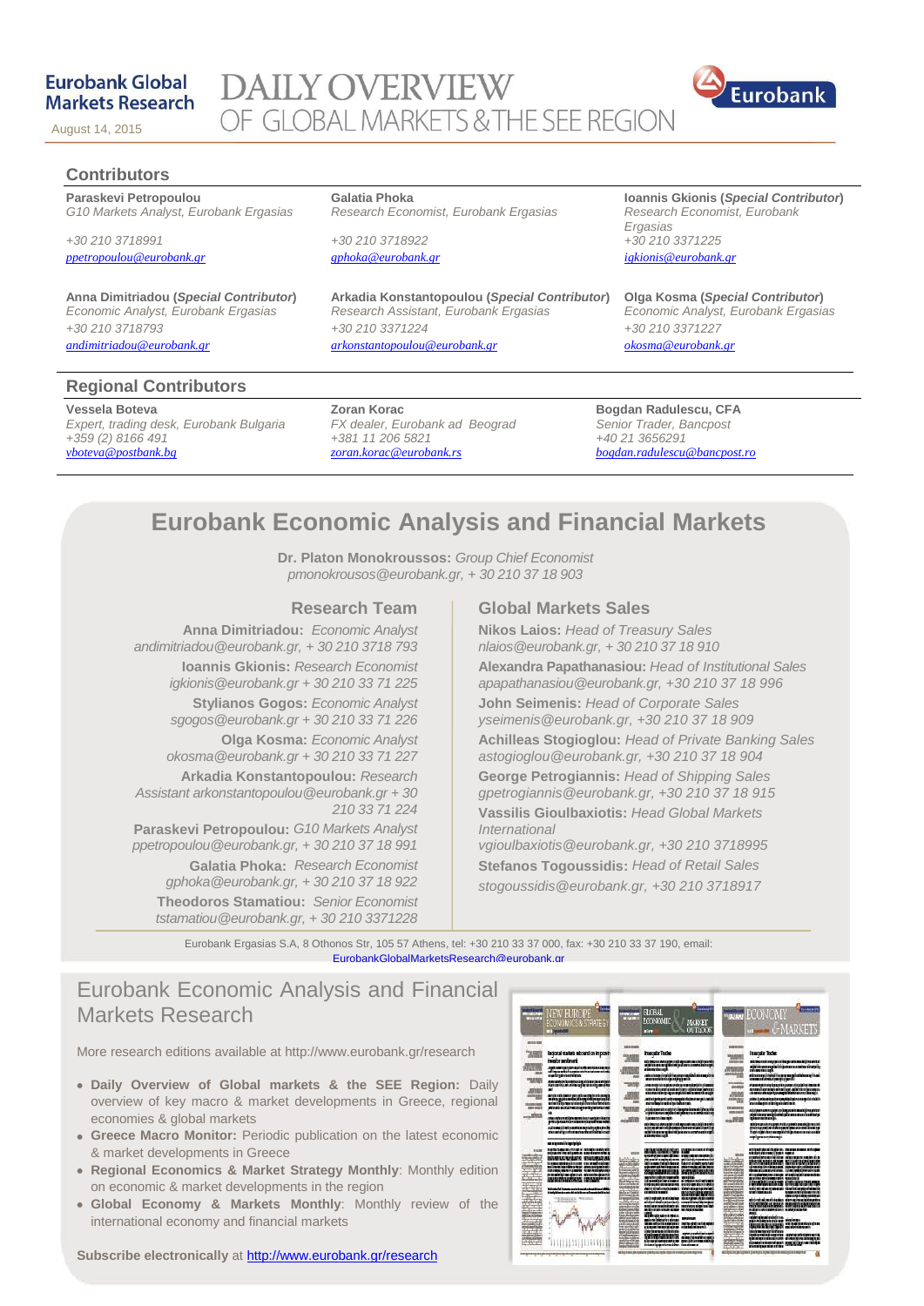Eurobank Global Markets Research

August 14, 2015

# DAILY OVERVIEW OF GLOBAL MARKETS & THE SEE REGION

## Contributors

**Paraskevi Petropoulou**
*G10 Markets Analyst, Eurobank Ergasias*
*+30 210 3718991*
ppetropoulou@eurobank.gr

**Galatia Phoka**
*Research Economist, Eurobank Ergasias*
*+30 210 3718922*
gphoka@eurobank.gr

**Ioannis Gkionis (*Special Contributor*)**
*Research Economist, Eurobank Ergasias*
*+30 210 3371225*
igkionis@eurobank.gr

**Anna Dimitriadou (*Special Contributor*)**
*Economic Analyst, Eurobank Ergasias*
*+30 210 3718793*
andimitriadou@eurobank.gr

**Arkadia Konstantopoulou (*Special Contributor*)**
*Research Assistant, Eurobank Ergasias*
*+30 210 3371224*
arkonstantopoulou@eurobank.gr

**Olga Kosma (*Special Contributor*)**
*Economic Analyst, Eurobank Ergasias*
*+30 210 3371227*
okosma@eurobank.gr

## Regional Contributors

**Vessela Boteva**
*Expert, trading desk, Eurobank Bulgaria*
*+359 (2) 8166 491*
vboteva@postbank.bg

**Zoran Korac**
*FX dealer, Eurobank ad Beograd*
*+381 11 206 5821*
zoran.korac@eurobank.rs

**Bogdan Radulescu, CFA**
*Senior Trader, Bancpost*
*+40 21 3656291*
bogdan.radulescu@bancpost.ro

## Eurobank Economic Analysis and Financial Markets

**Dr. Platon Monokroussos:** *Group Chief Economist*
*pmonokrousos@eurobank.gr, + 30 210 37 18 903*

### Research Team

**Anna Dimitriadou:** *Economic Analyst*
*andimitriadou@eurobank.gr, + 30 210 3718 793*

**Ioannis Gkionis:** *Research Economist*
*igkionis@eurobank.gr + 30 210 33 71 225*

**Stylianos Gogos:** *Economic Analyst*
*sgogos@eurobank.gr + 30 210 33 71 226*

**Olga Kosma:** *Economic Analyst*
*okosma@eurobank.gr + 30 210 33 71 227*

**Arkadia Konstantopoulou:** *Research Assistant arkonstantopoulou@eurobank.gr + 30 210 33 71 224*

**Paraskevi Petropoulou:** *G10 Markets Analyst*
*ppetropoulou@eurobank.gr, + 30 210 37 18 991*

**Galatia Phoka:** *Research Economist*
*gphoka@eurobank.gr, + 30 210 37 18 922*

**Theodoros Stamatiou:** *Senior Economist*
*tstamatiou@eurobank.gr, + 30 210 3371228*

### Global Markets Sales

**Nikos Laios:** *Head of Treasury Sales*
*nlaios@eurobank.gr, + 30 210 37 18 910*

**Alexandra Papathanasiou:** *Head of Institutional Sales*
*apapathanasiou@eurobank.gr, +30 210 37 18 996*

**John Seimenis:** *Head of Corporate Sales*
*yseimenis@eurobank.gr, +30 210 37 18 909*

**Achilleas Stogioglou:** *Head of Private Banking Sales*
*astogioglou@eurobank.gr, +30 210 37 18 904*

**George Petrogiannis:** *Head of Shipping Sales*
*gpetrogiannis@eurobank.gr, +30 210 37 18 915*

**Vassilis Gioulbaxiotis:** *Head Global Markets International*
*vgioulbaxiotis@eurobank.gr, +30 210 3718995*

**Stefanos Togoussidis:** *Head of Retail Sales*
*stogoussidis@eurobank.gr, +30 210 3718917*

Eurobank Ergasias S.A, 8 Othonos Str, 105 57 Athens, tel: +30 210 33 37 000, fax: +30 210 33 37 190, email: EurobankGlobalMarketsResearch@eurobank.gr

## Eurobank Economic Analysis and Financial Markets Research

More research editions available at http://www.eurobank.gr/research

- **Daily Overview of Global markets & the SEE Region:** Daily overview of key macro & market developments in Greece, regional economies & global markets
- **Greece Macro Monitor:** Periodic publication on the latest economic & market developments in Greece
- **Regional Economics & Market Strategy Monthly**: Monthly edition on economic & market developments in the region
- **Global Economy & Markets Monthly**: Monthly review of the international economy and financial markets

**Subscribe electronically** at http://www.eurobank.gr/research